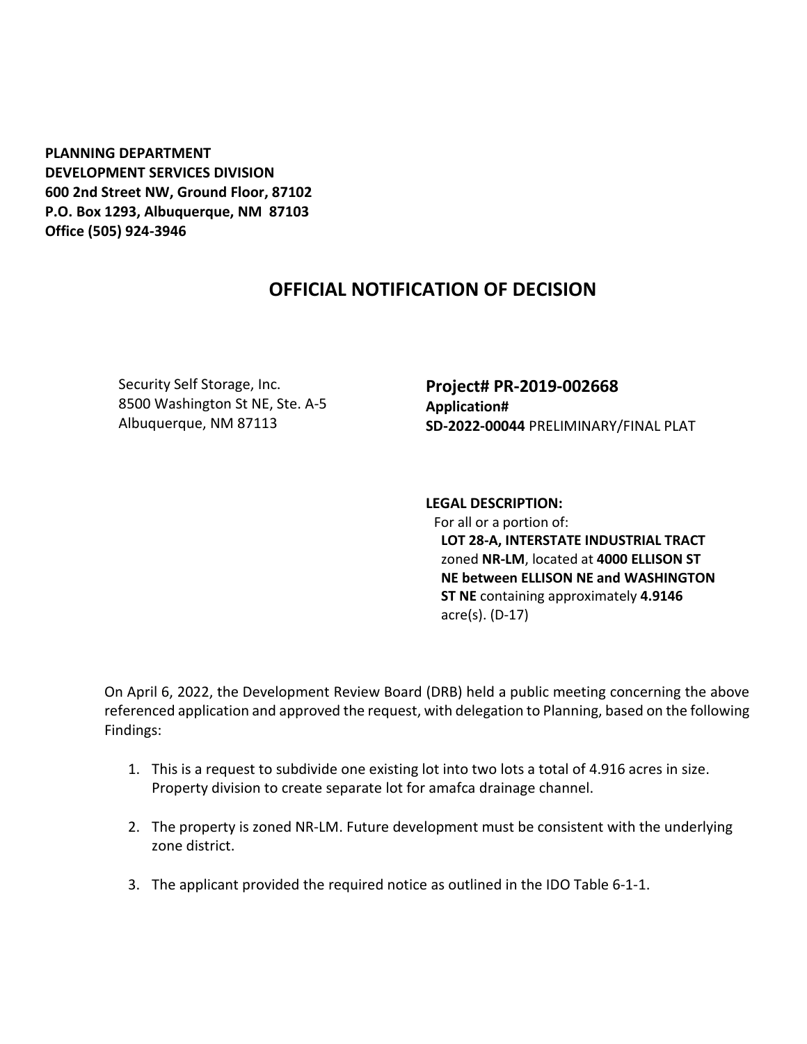**PLANNING DEPARTMENT**
**DEVELOPMENT SERVICES DIVISION**
**600 2nd Street NW, Ground Floor, 87102**
**P.O. Box 1293, Albuquerque, NM 87103**
**Office (505) 924-3946**

# OFFICIAL NOTIFICATION OF DECISION

Security Self Storage, Inc.
8500 Washington St NE, Ste. A-5
Albuquerque, NM 87113

**Project# PR-2019-002668**
**Application#**
**SD-2022-00044** PRELIMINARY/FINAL PLAT

**LEGAL DESCRIPTION:**
For all or a portion of:
**LOT 28-A, INTERSTATE INDUSTRIAL TRACT** zoned **NR-LM**, located at **4000 ELLISON ST NE between ELLISON NE and WASHINGTON ST NE** containing approximately **4.9146** acre(s). (D-17)

On April 6, 2022, the Development Review Board (DRB) held a public meeting concerning the above referenced application and approved the request, with delegation to Planning, based on the following Findings:

1. This is a request to subdivide one existing lot into two lots a total of 4.916 acres in size. Property division to create separate lot for amafca drainage channel.

2. The property is zoned NR-LM. Future development must be consistent with the underlying zone district.

3. The applicant provided the required notice as outlined in the IDO Table 6-1-1.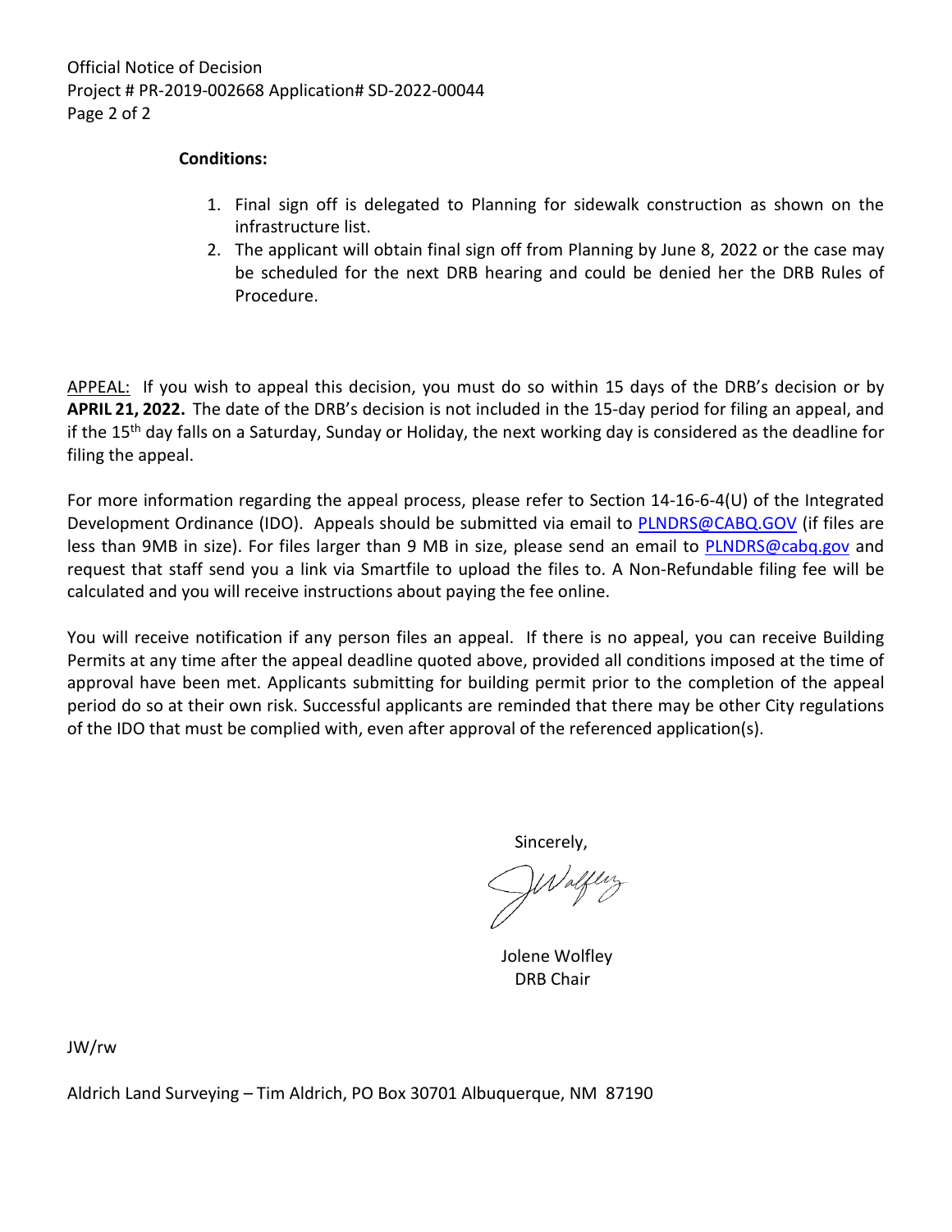**Conditions:**

1. Final sign off is delegated to Planning for sidewalk construction as shown on the infrastructure list.
2. The applicant will obtain final sign off from Planning by June 8, 2022 or the case may be scheduled for the next DRB hearing and could be denied her the DRB Rules of Procedure.

APPEAL: If you wish to appeal this decision, you must do so within 15 days of the DRB's decision or by **APRIL 21, 2022.** The date of the DRB's decision is not included in the 15-day period for filing an appeal, and if the 15th day falls on a Saturday, Sunday or Holiday, the next working day is considered as the deadline for filing the appeal.

For more information regarding the appeal process, please refer to Section 14-16-6-4(U) of the Integrated Development Ordinance (IDO). Appeals should be submitted via email to PLNDRS@CABQ.GOV (if files are less than 9MB in size). For files larger than 9 MB in size, please send an email to PLNDRS@cabq.gov and request that staff send you a link via Smartfile to upload the files to. A Non-Refundable filing fee will be calculated and you will receive instructions about paying the fee online.

You will receive notification if any person files an appeal. If there is no appeal, you can receive Building Permits at any time after the appeal deadline quoted above, provided all conditions imposed at the time of approval have been met. Applicants submitting for building permit prior to the completion of the appeal period do so at their own risk. Successful applicants are reminded that there may be other City regulations of the IDO that must be complied with, even after approval of the referenced application(s).

Sincerely,

Jolene Wolfley
DRB Chair

JW/rw

Aldrich Land Surveying – Tim Aldrich, PO Box 30701 Albuquerque, NM 87190